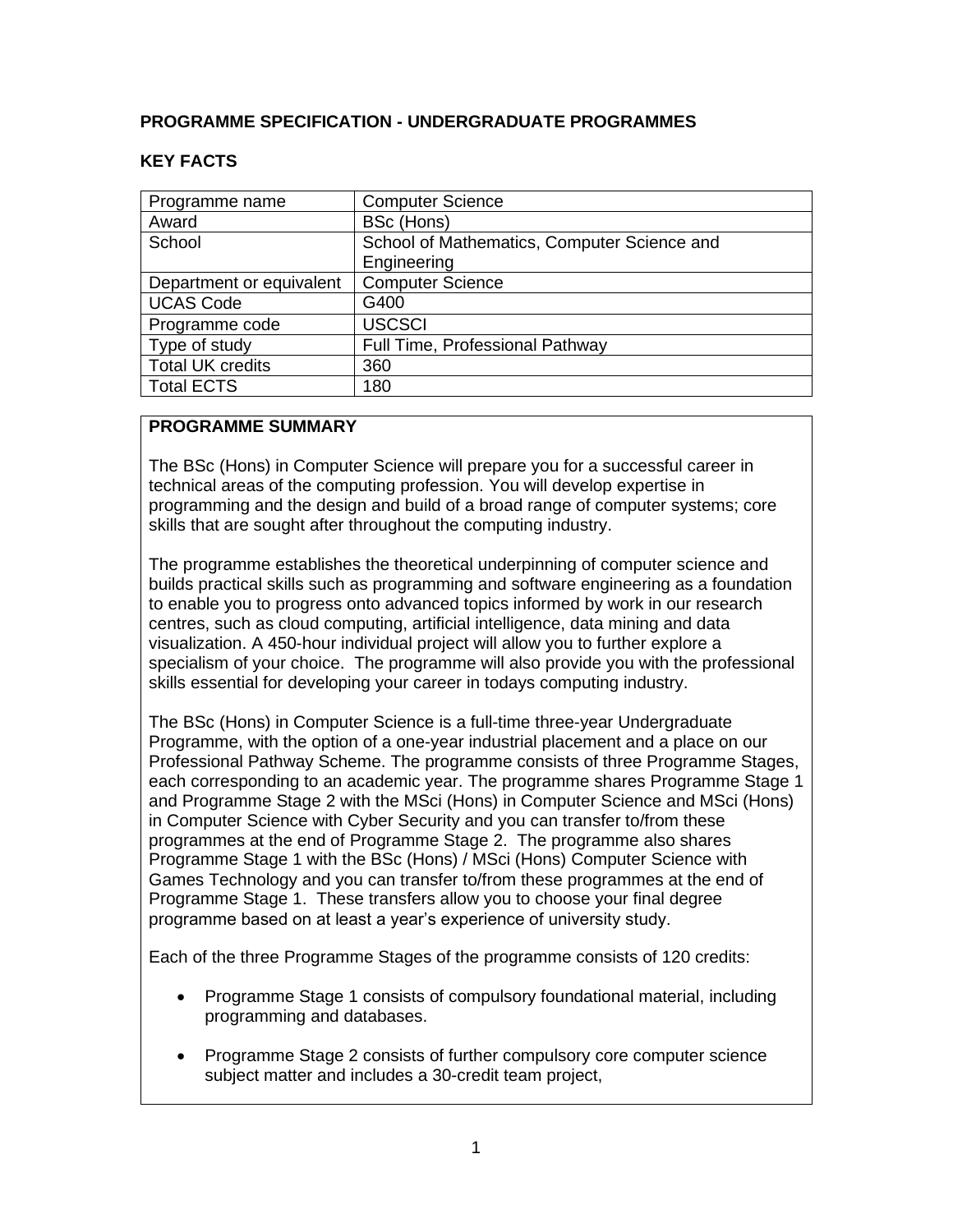## PROGRAMME SPECIFICATION - UNDERGRADUATE PROGRAMMES

### KEY FACTS

| Programme name | Computer Science |
|---|---|
| Award | BSc (Hons) |
| School | School of Mathematics, Computer Science and Engineering |
| Department or equivalent | Computer Science |
| UCAS Code | G400 |
| Programme code | USCSCI |
| Type of study | Full Time, Professional Pathway |
| Total UK credits | 360 |
| Total ECTS | 180 |

### PROGRAMME SUMMARY

The BSc (Hons) in Computer Science will prepare you for a successful career in technical areas of the computing profession. You will develop expertise in programming and the design and build of a broad range of computer systems; core skills that are sought after throughout the computing industry.

The programme establishes the theoretical underpinning of computer science and builds practical skills such as programming and software engineering as a foundation to enable you to progress onto advanced topics informed by work in our research centres, such as cloud computing, artificial intelligence, data mining and data visualization. A 450-hour individual project will allow you to further explore a specialism of your choice. The programme will also provide you with the professional skills essential for developing your career in todays computing industry.

The BSc (Hons) in Computer Science is a full-time three-year Undergraduate Programme, with the option of a one-year industrial placement and a place on our Professional Pathway Scheme. The programme consists of three Programme Stages, each corresponding to an academic year. The programme shares Programme Stage 1 and Programme Stage 2 with the MSci (Hons) in Computer Science and MSci (Hons) in Computer Science with Cyber Security and you can transfer to/from these programmes at the end of Programme Stage 2. The programme also shares Programme Stage 1 with the BSc (Hons) / MSci (Hons) Computer Science with Games Technology and you can transfer to/from these programmes at the end of Programme Stage 1. These transfers allow you to choose your final degree programme based on at least a year's experience of university study.

Each of the three Programme Stages of the programme consists of 120 credits:

- Programme Stage 1 consists of compulsory foundational material, including programming and databases.
- Programme Stage 2 consists of further compulsory core computer science subject matter and includes a 30-credit team project,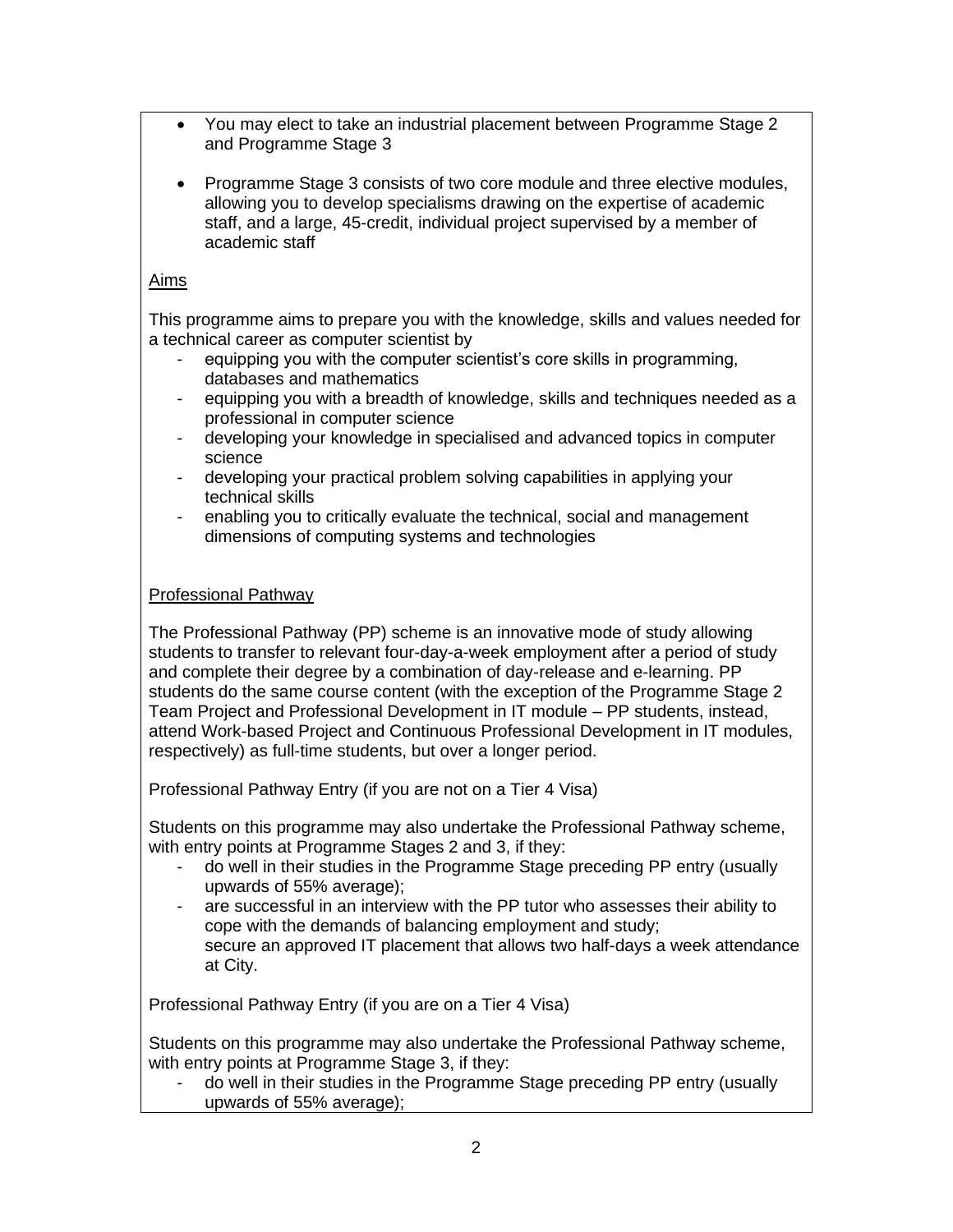- You may elect to take an industrial placement between Programme Stage 2 and Programme Stage 3

- Programme Stage 3 consists of two core module and three elective modules, allowing you to develop specialisms drawing on the expertise of academic staff, and a large, 45-credit, individual project supervised by a member of academic staff

<u>Aims</u>

This programme aims to prepare you with the knowledge, skills and values needed for a technical career as computer scientist by

- equipping you with the computer scientist's core skills in programming, databases and mathematics
- equipping you with a breadth of knowledge, skills and techniques needed as a professional in computer science
- developing your knowledge in specialised and advanced topics in computer science
- developing your practical problem solving capabilities in applying your technical skills
- enabling you to critically evaluate the technical, social and management dimensions of computing systems and technologies

<u>Professional Pathway</u>

The Professional Pathway (PP) scheme is an innovative mode of study allowing students to transfer to relevant four-day-a-week employment after a period of study and complete their degree by a combination of day-release and e-learning. PP students do the same course content (with the exception of the Programme Stage 2 Team Project and Professional Development in IT module – PP students, instead, attend Work-based Project and Continuous Professional Development in IT modules, respectively) as full-time students, but over a longer period.

Professional Pathway Entry (if you are not on a Tier 4 Visa)

Students on this programme may also undertake the Professional Pathway scheme, with entry points at Programme Stages 2 and 3, if they:

- do well in their studies in the Programme Stage preceding PP entry (usually upwards of 55% average);
- are successful in an interview with the PP tutor who assesses their ability to cope with the demands of balancing employment and study;
  secure an approved IT placement that allows two half-days a week attendance at City.

Professional Pathway Entry (if you are on a Tier 4 Visa)

Students on this programme may also undertake the Professional Pathway scheme, with entry points at Programme Stage 3, if they:

- do well in their studies in the Programme Stage preceding PP entry (usually upwards of 55% average);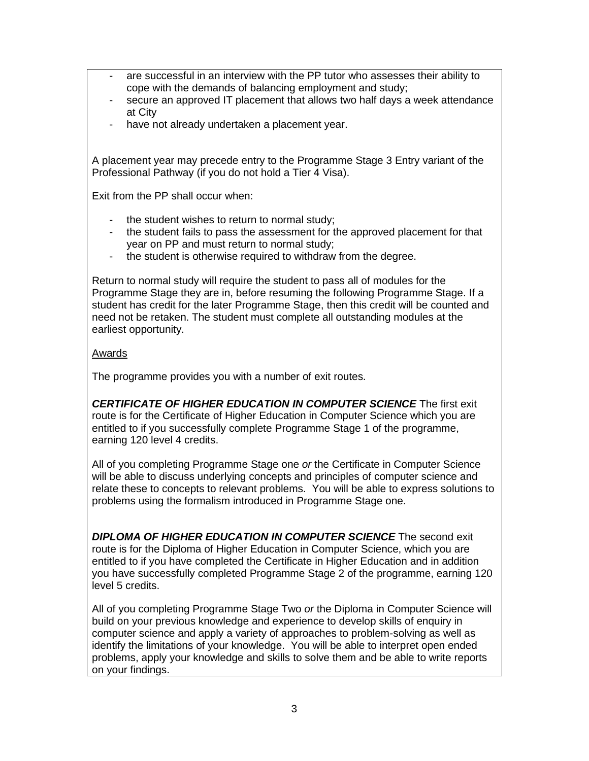- are successful in an interview with the PP tutor who assesses their ability to cope with the demands of balancing employment and study;
- secure an approved IT placement that allows two half days a week attendance at City
- have not already undertaken a placement year.

A placement year may precede entry to the Programme Stage 3 Entry variant of the Professional Pathway (if you do not hold a Tier 4 Visa).

Exit from the PP shall occur when:

- the student wishes to return to normal study;
- the student fails to pass the assessment for the approved placement for that year on PP and must return to normal study;
- the student is otherwise required to withdraw from the degree.

Return to normal study will require the student to pass all of modules for the Programme Stage they are in, before resuming the following Programme Stage. If a student has credit for the later Programme Stage, then this credit will be counted and need not be retaken. The student must complete all outstanding modules at the earliest opportunity.

Awards

The programme provides you with a number of exit routes.

***CERTIFICATE OF HIGHER EDUCATION IN COMPUTER SCIENCE*** The first exit route is for the Certificate of Higher Education in Computer Science which you are entitled to if you successfully complete Programme Stage 1 of the programme, earning 120 level 4 credits.

All of you completing Programme Stage one *or* the Certificate in Computer Science will be able to discuss underlying concepts and principles of computer science and relate these to concepts to relevant problems. You will be able to express solutions to problems using the formalism introduced in Programme Stage one.

***DIPLOMA OF HIGHER EDUCATION IN COMPUTER SCIENCE*** The second exit route is for the Diploma of Higher Education in Computer Science, which you are entitled to if you have completed the Certificate in Higher Education and in addition you have successfully completed Programme Stage 2 of the programme, earning 120 level 5 credits.

All of you completing Programme Stage Two *or* the Diploma in Computer Science will build on your previous knowledge and experience to develop skills of enquiry in computer science and apply a variety of approaches to problem-solving as well as identify the limitations of your knowledge. You will be able to interpret open ended problems, apply your knowledge and skills to solve them and be able to write reports on your findings.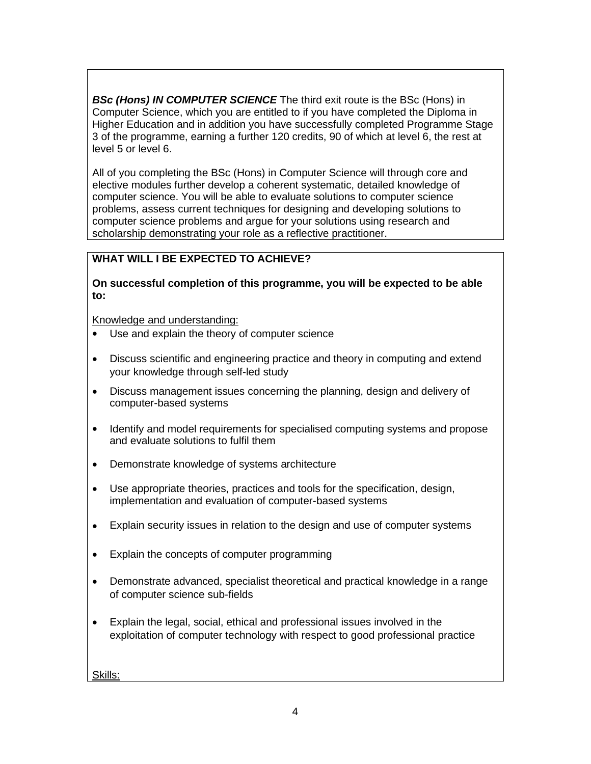***BSc (Hons) IN COMPUTER SCIENCE*** The third exit route is the BSc (Hons) in Computer Science, which you are entitled to if you have completed the Diploma in Higher Education and in addition you have successfully completed Programme Stage 3 of the programme, earning a further 120 credits, 90 of which at level 6, the rest at level 5 or level 6.

All of you completing the BSc (Hons) in Computer Science will through core and elective modules further develop a coherent systematic, detailed knowledge of computer science. You will be able to evaluate solutions to computer science problems, assess current techniques for designing and developing solutions to computer science problems and argue for your solutions using research and scholarship demonstrating your role as a reflective practitioner.

**WHAT WILL I BE EXPECTED TO ACHIEVE?**

**On successful completion of this programme, you will be expected to be able to:**

Knowledge and understanding:

- Use and explain the theory of computer science
- Discuss scientific and engineering practice and theory in computing and extend your knowledge through self-led study
- Discuss management issues concerning the planning, design and delivery of computer-based systems
- Identify and model requirements for specialised computing systems and propose and evaluate solutions to fulfil them
- Demonstrate knowledge of systems architecture
- Use appropriate theories, practices and tools for the specification, design, implementation and evaluation of computer-based systems
- Explain security issues in relation to the design and use of computer systems
- Explain the concepts of computer programming
- Demonstrate advanced, specialist theoretical and practical knowledge in a range of computer science sub-fields
- Explain the legal, social, ethical and professional issues involved in the exploitation of computer technology with respect to good professional practice

Skills: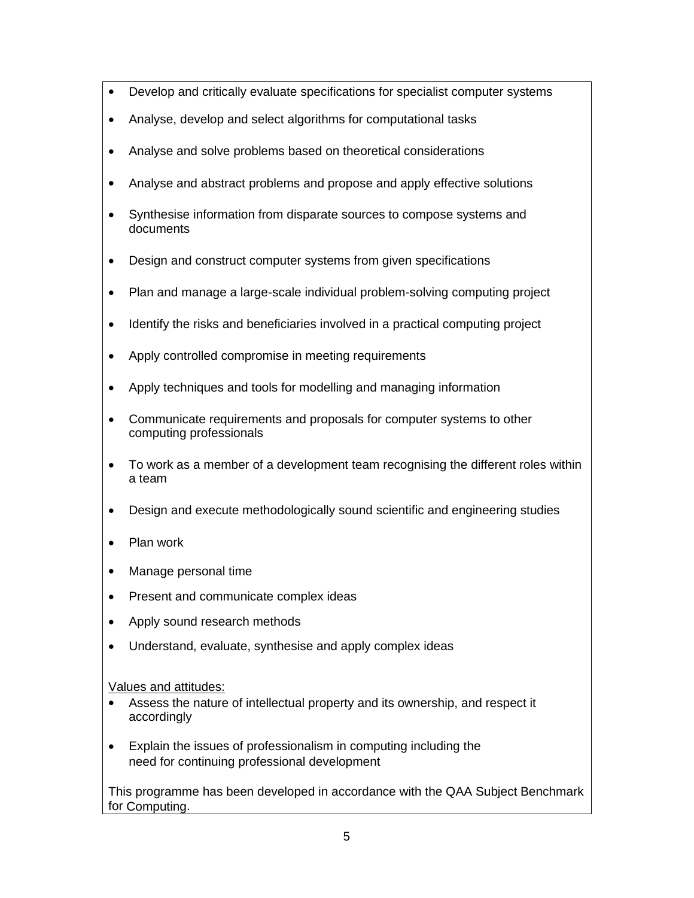- Develop and critically evaluate specifications for specialist computer systems
- Analyse, develop and select algorithms for computational tasks
- Analyse and solve problems based on theoretical considerations
- Analyse and abstract problems and propose and apply effective solutions
- Synthesise information from disparate sources to compose systems and documents
- Design and construct computer systems from given specifications
- Plan and manage a large-scale individual problem-solving computing project
- Identify the risks and beneficiaries involved in a practical computing project
- Apply controlled compromise in meeting requirements
- Apply techniques and tools for modelling and managing information
- Communicate requirements and proposals for computer systems to other computing professionals
- To work as a member of a development team recognising the different roles within a team
- Design and execute methodologically sound scientific and engineering studies
- Plan work
- Manage personal time
- Present and communicate complex ideas
- Apply sound research methods
- Understand, evaluate, synthesise and apply complex ideas

<u>Values and attitudes:</u>

- Assess the nature of intellectual property and its ownership, and respect it accordingly
- Explain the issues of professionalism in computing including the need for continuing professional development

This programme has been developed in accordance with the QAA Subject Benchmark for Computing.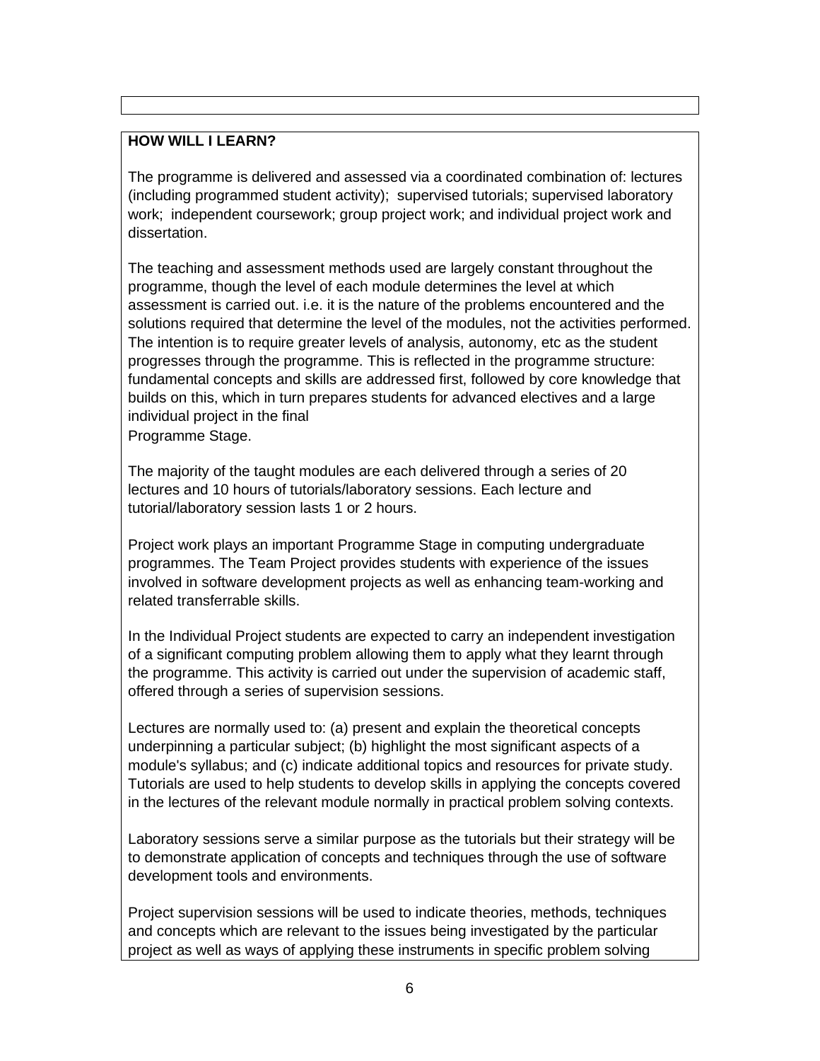**HOW WILL I LEARN?**

The programme is delivered and assessed via a coordinated combination of: lectures (including programmed student activity); supervised tutorials; supervised laboratory work; independent coursework; group project work; and individual project work and dissertation.

The teaching and assessment methods used are largely constant throughout the programme, though the level of each module determines the level at which assessment is carried out. i.e. it is the nature of the problems encountered and the solutions required that determine the level of the modules, not the activities performed. The intention is to require greater levels of analysis, autonomy, etc as the student progresses through the programme. This is reflected in the programme structure: fundamental concepts and skills are addressed first, followed by core knowledge that builds on this, which in turn prepares students for advanced electives and a large individual project in the final
Programme Stage.

The majority of the taught modules are each delivered through a series of 20 lectures and 10 hours of tutorials/laboratory sessions. Each lecture and tutorial/laboratory session lasts 1 or 2 hours.

Project work plays an important Programme Stage in computing undergraduate programmes. The Team Project provides students with experience of the issues involved in software development projects as well as enhancing team-working and related transferrable skills.

In the Individual Project students are expected to carry an independent investigation of a significant computing problem allowing them to apply what they learnt through the programme. This activity is carried out under the supervision of academic staff, offered through a series of supervision sessions.

Lectures are normally used to: (a) present and explain the theoretical concepts underpinning a particular subject; (b) highlight the most significant aspects of a module's syllabus; and (c) indicate additional topics and resources for private study. Tutorials are used to help students to develop skills in applying the concepts covered in the lectures of the relevant module normally in practical problem solving contexts.

Laboratory sessions serve a similar purpose as the tutorials but their strategy will be to demonstrate application of concepts and techniques through the use of software development tools and environments.

Project supervision sessions will be used to indicate theories, methods, techniques and concepts which are relevant to the issues being investigated by the particular project as well as ways of applying these instruments in specific problem solving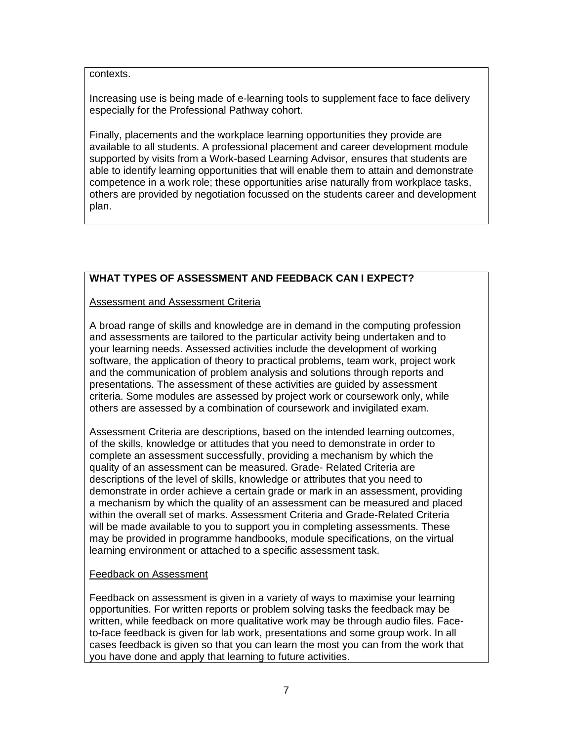contexts.

Increasing use is being made of e-learning tools to supplement face to face delivery especially for the Professional Pathway cohort.

Finally, placements and the workplace learning opportunities they provide are available to all students. A professional placement and career development module supported by visits from a Work-based Learning Advisor, ensures that students are able to identify learning opportunities that will enable them to attain and demonstrate competence in a work role; these opportunities arise naturally from workplace tasks, others are provided by negotiation focussed on the students career and development plan.

## WHAT TYPES OF ASSESSMENT AND FEEDBACK CAN I EXPECT?

### Assessment and Assessment Criteria

A broad range of skills and knowledge are in demand in the computing profession and assessments are tailored to the particular activity being undertaken and to your learning needs. Assessed activities include the development of working software, the application of theory to practical problems, team work, project work and the communication of problem analysis and solutions through reports and presentations. The assessment of these activities are guided by assessment criteria. Some modules are assessed by project work or coursework only, while others are assessed by a combination of coursework and invigilated exam.

Assessment Criteria are descriptions, based on the intended learning outcomes, of the skills, knowledge or attitudes that you need to demonstrate in order to complete an assessment successfully, providing a mechanism by which the quality of an assessment can be measured. Grade- Related Criteria are descriptions of the level of skills, knowledge or attributes that you need to demonstrate in order achieve a certain grade or mark in an assessment, providing a mechanism by which the quality of an assessment can be measured and placed within the overall set of marks. Assessment Criteria and Grade-Related Criteria will be made available to you to support you in completing assessments. These may be provided in programme handbooks, module specifications, on the virtual learning environment or attached to a specific assessment task.

### Feedback on Assessment

Feedback on assessment is given in a variety of ways to maximise your learning opportunities. For written reports or problem solving tasks the feedback may be written, while feedback on more qualitative work may be through audio files. Face-to-face feedback is given for lab work, presentations and some group work. In all cases feedback is given so that you can learn the most you can from the work that you have done and apply that learning to future activities.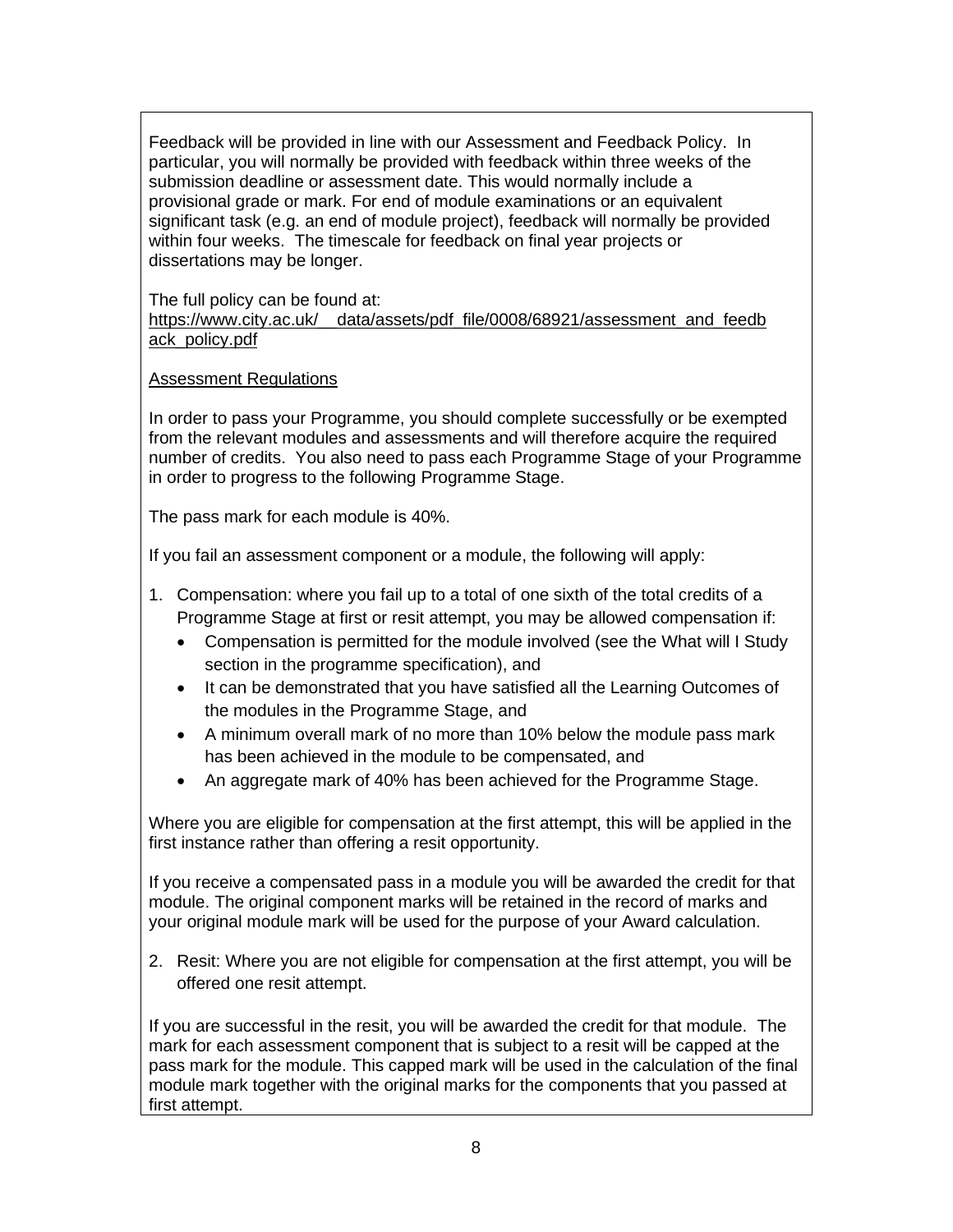Feedback will be provided in line with our Assessment and Feedback Policy. In particular, you will normally be provided with feedback within three weeks of the submission deadline or assessment date. This would normally include a provisional grade or mark. For end of module examinations or an equivalent significant task (e.g. an end of module project), feedback will normally be provided within four weeks. The timescale for feedback on final year projects or dissertations may be longer.

The full policy can be found at:
https://www.city.ac.uk/__data/assets/pdf_file/0008/68921/assessment_and_feedback_policy.pdf

Assessment Regulations

In order to pass your Programme, you should complete successfully or be exempted from the relevant modules and assessments and will therefore acquire the required number of credits. You also need to pass each Programme Stage of your Programme in order to progress to the following Programme Stage.

The pass mark for each module is 40%.

If you fail an assessment component or a module, the following will apply:

1. Compensation: where you fail up to a total of one sixth of the total credits of a Programme Stage at first or resit attempt, you may be allowed compensation if:
   - Compensation is permitted for the module involved (see the What will I Study section in the programme specification), and
   - It can be demonstrated that you have satisfied all the Learning Outcomes of the modules in the Programme Stage, and
   - A minimum overall mark of no more than 10% below the module pass mark has been achieved in the module to be compensated, and
   - An aggregate mark of 40% has been achieved for the Programme Stage.

Where you are eligible for compensation at the first attempt, this will be applied in the first instance rather than offering a resit opportunity.

If you receive a compensated pass in a module you will be awarded the credit for that module. The original component marks will be retained in the record of marks and your original module mark will be used for the purpose of your Award calculation.

2. Resit: Where you are not eligible for compensation at the first attempt, you will be offered one resit attempt.

If you are successful in the resit, you will be awarded the credit for that module. The mark for each assessment component that is subject to a resit will be capped at the pass mark for the module. This capped mark will be used in the calculation of the final module mark together with the original marks for the components that you passed at first attempt.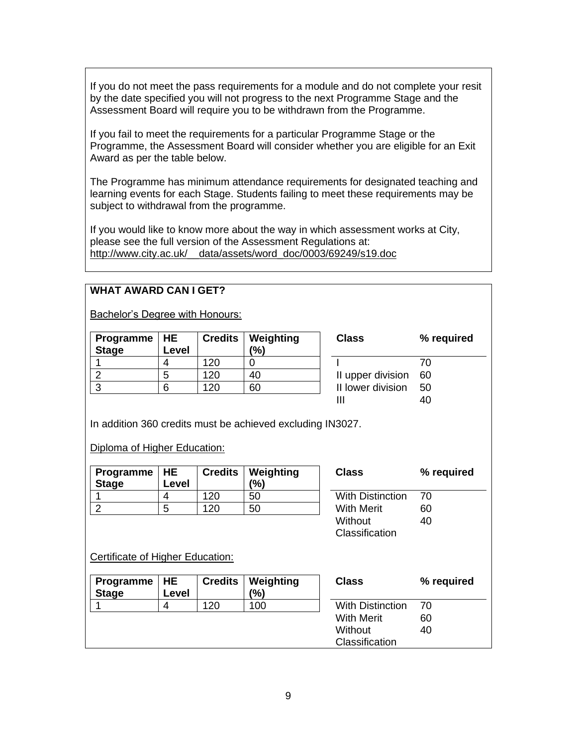If you do not meet the pass requirements for a module and do not complete your resit by the date specified you will not progress to the next Programme Stage and the Assessment Board will require you to be withdrawn from the Programme.

If you fail to meet the requirements for a particular Programme Stage or the Programme, the Assessment Board will consider whether you are eligible for an Exit Award as per the table below.

The Programme has minimum attendance requirements for designated teaching and learning events for each Stage. Students failing to meet these requirements may be subject to withdrawal from the programme.

If you would like to know more about the way in which assessment works at City, please see the full version of the Assessment Regulations at: http://www.city.ac.uk/__data/assets/word_doc/0003/69249/s19.doc

**WHAT AWARD CAN I GET?**

Bachelor's Degree with Honours:

| Programme Stage | HE Level | Credits | Weighting (%) |
|---|---|---|---|
| 1 | 4 | 120 | 0 |
| 2 | 5 | 120 | 40 |
| 3 | 6 | 120 | 60 |

| Class | % required |
|---|---|
| I | 70 |
| II upper division | 60 |
| II lower division | 50 |
| III | 40 |

In addition 360 credits must be achieved excluding IN3027.

Diploma of Higher Education:

| Programme Stage | HE Level | Credits | Weighting (%) |
|---|---|---|---|
| 1 | 4 | 120 | 50 |
| 2 | 5 | 120 | 50 |

| Class | % required |
|---|---|
| With Distinction | 70 |
| With Merit | 60 |
| Without Classification | 40 |

Certificate of Higher Education:

| Programme Stage | HE Level | Credits | Weighting (%) |
|---|---|---|---|
| 1 | 4 | 120 | 100 |

| Class | % required |
|---|---|
| With Distinction | 70 |
| With Merit | 60 |
| Without Classification | 40 |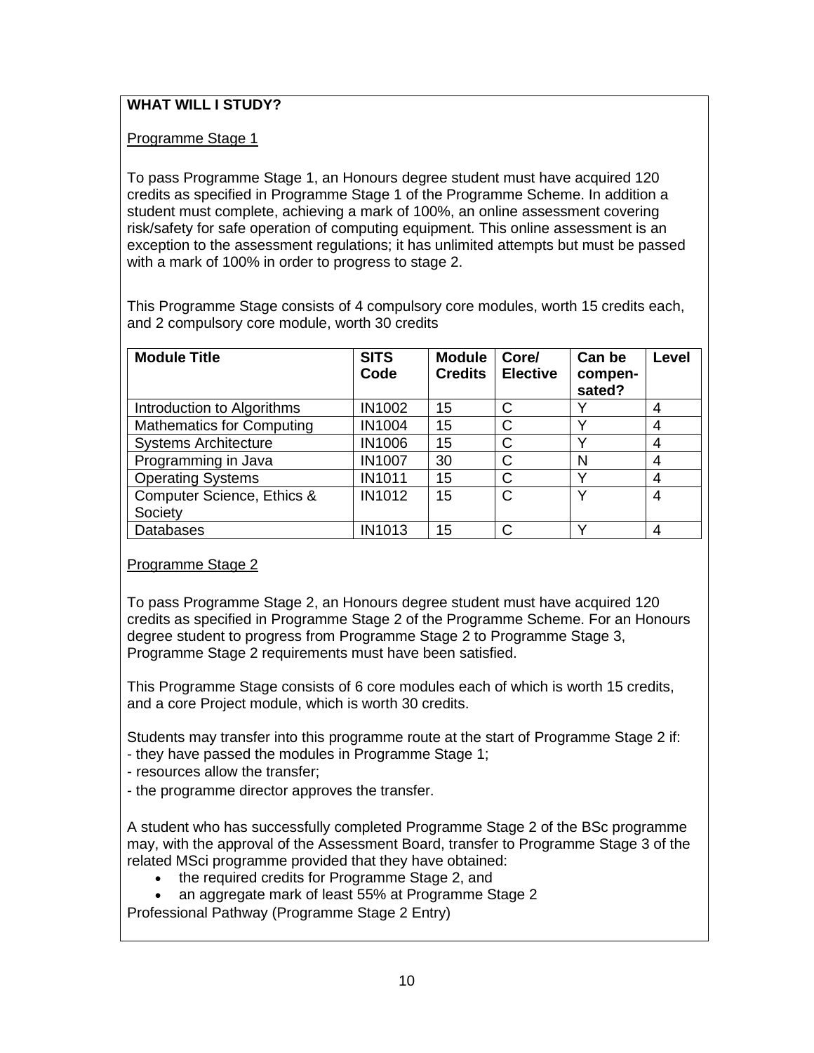**WHAT WILL I STUDY?**

Programme Stage 1

To pass Programme Stage 1, an Honours degree student must have acquired 120 credits as specified in Programme Stage 1 of the Programme Scheme. In addition a student must complete, achieving a mark of 100%, an online assessment covering risk/safety for safe operation of computing equipment. This online assessment is an exception to the assessment regulations; it has unlimited attempts but must be passed with a mark of 100% in order to progress to stage 2.

This Programme Stage consists of 4 compulsory core modules, worth 15 credits each, and 2 compulsory core module, worth 30 credits

| Module Title | SITS Code | Module Credits | Core/ Elective | Can be compen-sated? | Level |
|---|---|---|---|---|---|
| Introduction to Algorithms | IN1002 | 15 | C | Y | 4 |
| Mathematics for Computing | IN1004 | 15 | C | Y | 4 |
| Systems Architecture | IN1006 | 15 | C | Y | 4 |
| Programming in Java | IN1007 | 30 | C | N | 4 |
| Operating Systems | IN1011 | 15 | C | Y | 4 |
| Computer Science, Ethics & Society | IN1012 | 15 | C | Y | 4 |
| Databases | IN1013 | 15 | C | Y | 4 |

Programme Stage 2

To pass Programme Stage 2, an Honours degree student must have acquired 120 credits as specified in Programme Stage 2 of the Programme Scheme. For an Honours degree student to progress from Programme Stage 2 to Programme Stage 3, Programme Stage 2 requirements must have been satisfied.

This Programme Stage consists of 6 core modules each of which is worth 15 credits, and a core Project module, which is worth 30 credits.

Students may transfer into this programme route at the start of Programme Stage 2 if:
- they have passed the modules in Programme Stage 1;
- resources allow the transfer;
- the programme director approves the transfer.

A student who has successfully completed Programme Stage 2 of the BSc programme may, with the approval of the Assessment Board, transfer to Programme Stage 3 of the related MSci programme provided that they have obtained:

- the required credits for Programme Stage 2, and
- an aggregate mark of least 55% at Programme Stage 2

Professional Pathway (Programme Stage 2 Entry)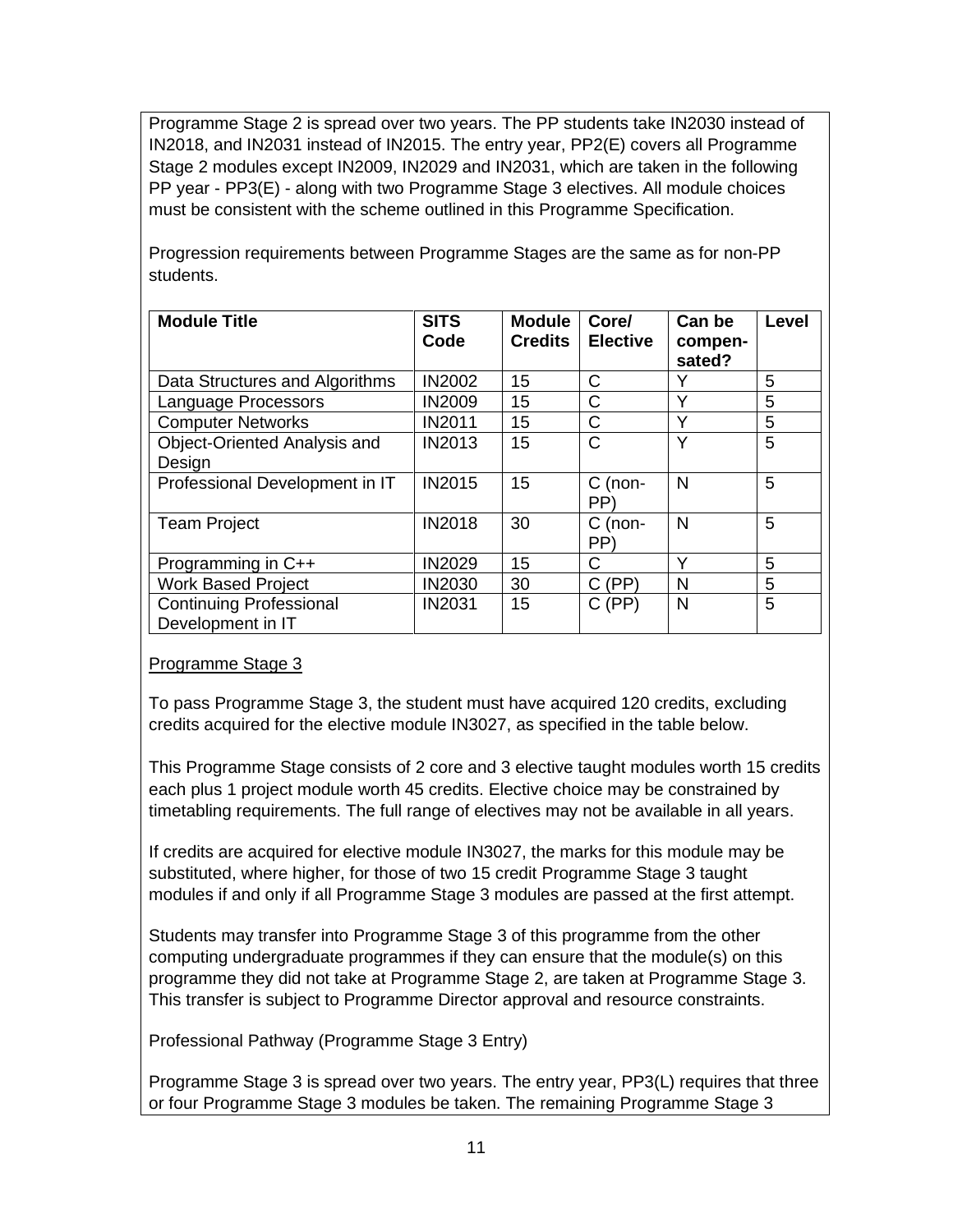Programme Stage 2 is spread over two years. The PP students take IN2030 instead of IN2018, and IN2031 instead of IN2015. The entry year, PP2(E) covers all Programme Stage 2 modules except IN2009, IN2029 and IN2031, which are taken in the following PP year - PP3(E) - along with two Programme Stage 3 electives. All module choices must be consistent with the scheme outlined in this Programme Specification.

Progression requirements between Programme Stages are the same as for non-PP students.

| Module Title | SITS Code | Module Credits | Core/ Elective | Can be compen-sated? | Level |
|---|---|---|---|---|---|
| Data Structures and Algorithms | IN2002 | 15 | C | Y | 5 |
| Language Processors | IN2009 | 15 | C | Y | 5 |
| Computer Networks | IN2011 | 15 | C | Y | 5 |
| Object-Oriented Analysis and Design | IN2013 | 15 | C | Y | 5 |
| Professional Development in IT | IN2015 | 15 | C (non-PP) | N | 5 |
| Team Project | IN2018 | 30 | C (non-PP) | N | 5 |
| Programming in C++ | IN2029 | 15 | C | Y | 5 |
| Work Based Project | IN2030 | 30 | C (PP) | N | 5 |
| Continuing Professional Development in IT | IN2031 | 15 | C (PP) | N | 5 |

Programme Stage 3

To pass Programme Stage 3, the student must have acquired 120 credits, excluding credits acquired for the elective module IN3027, as specified in the table below.

This Programme Stage consists of 2 core and 3 elective taught modules worth 15 credits each plus 1 project module worth 45 credits. Elective choice may be constrained by timetabling requirements. The full range of electives may not be available in all years.

If credits are acquired for elective module IN3027, the marks for this module may be substituted, where higher, for those of two 15 credit Programme Stage 3 taught modules if and only if all Programme Stage 3 modules are passed at the first attempt.

Students may transfer into Programme Stage 3 of this programme from the other computing undergraduate programmes if they can ensure that the module(s) on this programme they did not take at Programme Stage 2, are taken at Programme Stage 3. This transfer is subject to Programme Director approval and resource constraints.

Professional Pathway (Programme Stage 3 Entry)

Programme Stage 3 is spread over two years. The entry year, PP3(L) requires that three or four Programme Stage 3 modules be taken. The remaining Programme Stage 3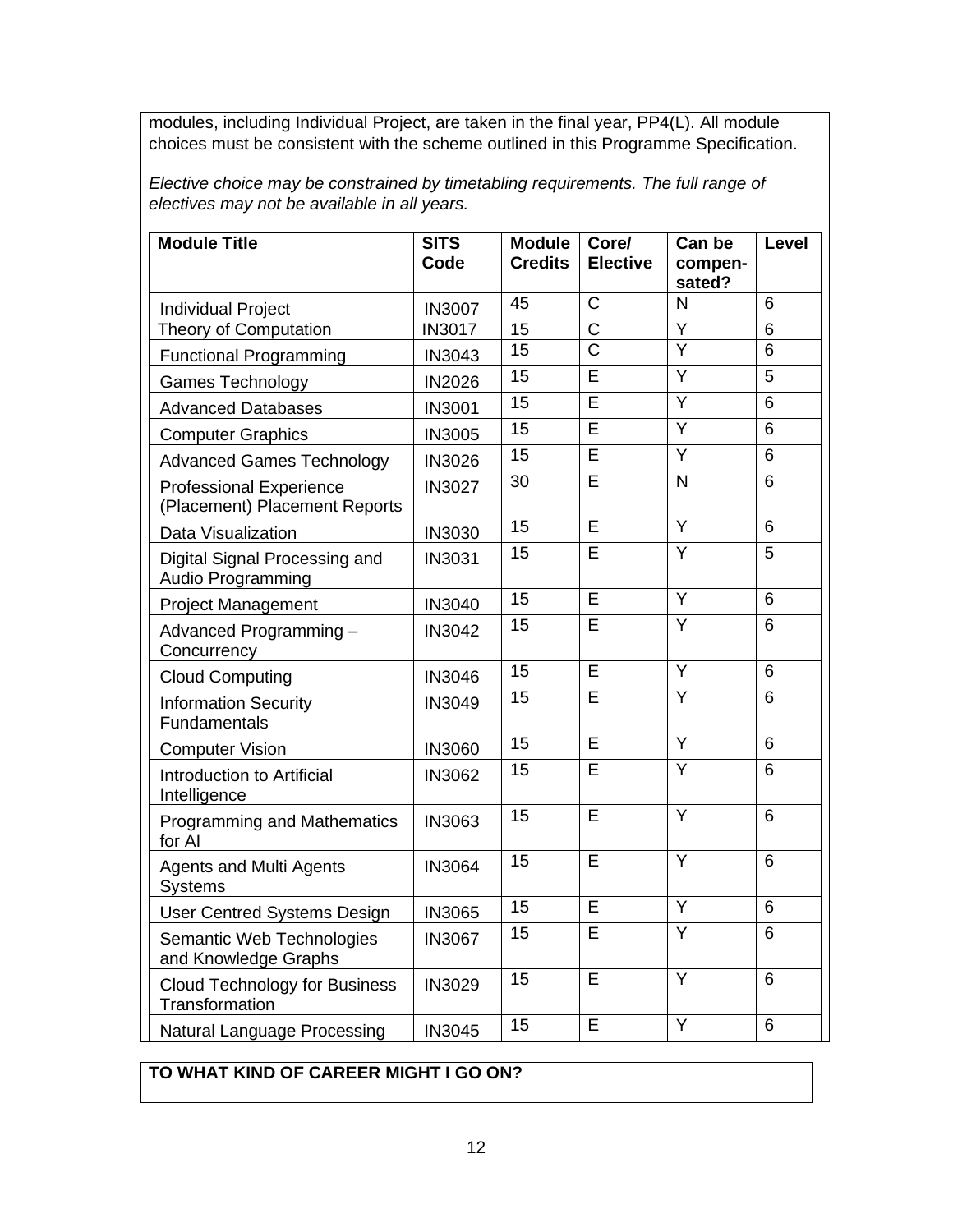modules, including Individual Project, are taken in the final year, PP4(L). All module choices must be consistent with the scheme outlined in this Programme Specification.

*Elective choice may be constrained by timetabling requirements. The full range of electives may not be available in all years.*

| Module Title | SITS Code | Module Credits | Core/ Elective | Can be compen-sated? | Level |
|---|---|---|---|---|---|
| Individual Project | IN3007 | 45 | C | N | 6 |
| Theory of Computation | IN3017 | 15 | C | Y | 6 |
| Functional Programming | IN3043 | 15 | C | Y | 6 |
| Games Technology | IN2026 | 15 | E | Y | 5 |
| Advanced Databases | IN3001 | 15 | E | Y | 6 |
| Computer Graphics | IN3005 | 15 | E | Y | 6 |
| Advanced Games Technology | IN3026 | 15 | E | Y | 6 |
| Professional Experience (Placement) Placement Reports | IN3027 | 30 | E | N | 6 |
| Data Visualization | IN3030 | 15 | E | Y | 6 |
| Digital Signal Processing and Audio Programming | IN3031 | 15 | E | Y | 5 |
| Project Management | IN3040 | 15 | E | Y | 6 |
| Advanced Programming – Concurrency | IN3042 | 15 | E | Y | 6 |
| Cloud Computing | IN3046 | 15 | E | Y | 6 |
| Information Security Fundamentals | IN3049 | 15 | E | Y | 6 |
| Computer Vision | IN3060 | 15 | E | Y | 6 |
| Introduction to Artificial Intelligence | IN3062 | 15 | E | Y | 6 |
| Programming and Mathematics for AI | IN3063 | 15 | E | Y | 6 |
| Agents and Multi Agents Systems | IN3064 | 15 | E | Y | 6 |
| User Centred Systems Design | IN3065 | 15 | E | Y | 6 |
| Semantic Web Technologies and Knowledge Graphs | IN3067 | 15 | E | Y | 6 |
| Cloud Technology for Business Transformation | IN3029 | 15 | E | Y | 6 |
| Natural Language Processing | IN3045 | 15 | E | Y | 6 |

**TO WHAT KIND OF CAREER MIGHT I GO ON?**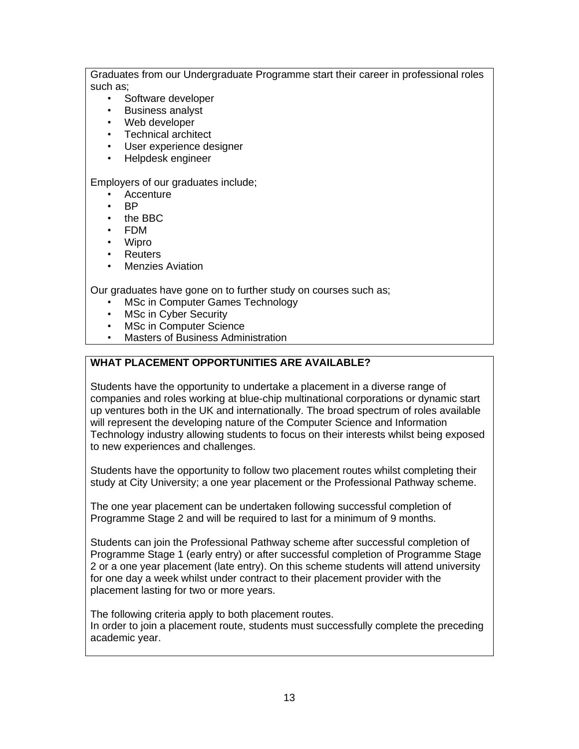Graduates from our Undergraduate Programme start their career in professional roles such as;

- Software developer
- Business analyst
- Web developer
- Technical architect
- User experience designer
- Helpdesk engineer

Employers of our graduates include;

- Accenture
- BP
- the BBC
- FDM
- Wipro
- Reuters
- Menzies Aviation

Our graduates have gone on to further study on courses such as;

- MSc in Computer Games Technology
- MSc in Cyber Security
- MSc in Computer Science
- Masters of Business Administration

## WHAT PLACEMENT OPPORTUNITIES ARE AVAILABLE?

Students have the opportunity to undertake a placement in a diverse range of companies and roles working at blue-chip multinational corporations or dynamic start up ventures both in the UK and internationally. The broad spectrum of roles available will represent the developing nature of the Computer Science and Information Technology industry allowing students to focus on their interests whilst being exposed to new experiences and challenges.

Students have the opportunity to follow two placement routes whilst completing their study at City University; a one year placement or the Professional Pathway scheme.

The one year placement can be undertaken following successful completion of Programme Stage 2 and will be required to last for a minimum of 9 months.

Students can join the Professional Pathway scheme after successful completion of Programme Stage 1 (early entry) or after successful completion of Programme Stage 2 or a one year placement (late entry). On this scheme students will attend university for one day a week whilst under contract to their placement provider with the placement lasting for two or more years.

The following criteria apply to both placement routes.
In order to join a placement route, students must successfully complete the preceding academic year.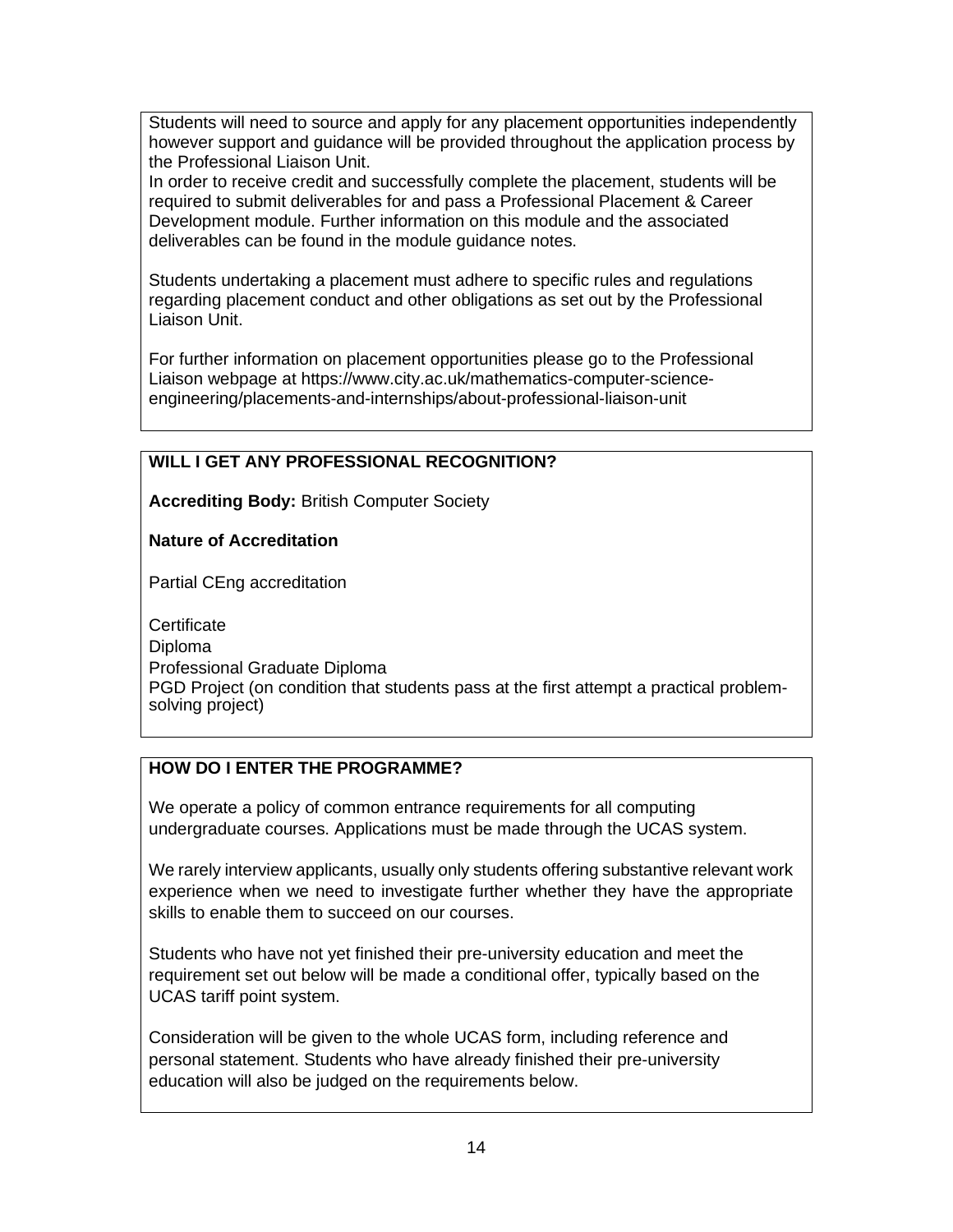Students will need to source and apply for any placement opportunities independently however support and guidance will be provided throughout the application process by the Professional Liaison Unit.
In order to receive credit and successfully complete the placement, students will be required to submit deliverables for and pass a Professional Placement & Career Development module. Further information on this module and the associated deliverables can be found in the module guidance notes.

Students undertaking a placement must adhere to specific rules and regulations regarding placement conduct and other obligations as set out by the Professional Liaison Unit.

For further information on placement opportunities please go to the Professional Liaison webpage at https://www.city.ac.uk/mathematics-computer-science-engineering/placements-and-internships/about-professional-liaison-unit

## WILL I GET ANY PROFESSIONAL RECOGNITION?

**Accrediting Body:** British Computer Society

**Nature of Accreditation**

Partial CEng accreditation

Certificate
Diploma
Professional Graduate Diploma
PGD Project (on condition that students pass at the first attempt a practical problem-solving project)

## HOW DO I ENTER THE PROGRAMME?

We operate a policy of common entrance requirements for all computing undergraduate courses. Applications must be made through the UCAS system.

We rarely interview applicants, usually only students offering substantive relevant work experience when we need to investigate further whether they have the appropriate skills to enable them to succeed on our courses.

Students who have not yet finished their pre-university education and meet the requirement set out below will be made a conditional offer, typically based on the UCAS tariff point system.

Consideration will be given to the whole UCAS form, including reference and personal statement. Students who have already finished their pre-university education will also be judged on the requirements below.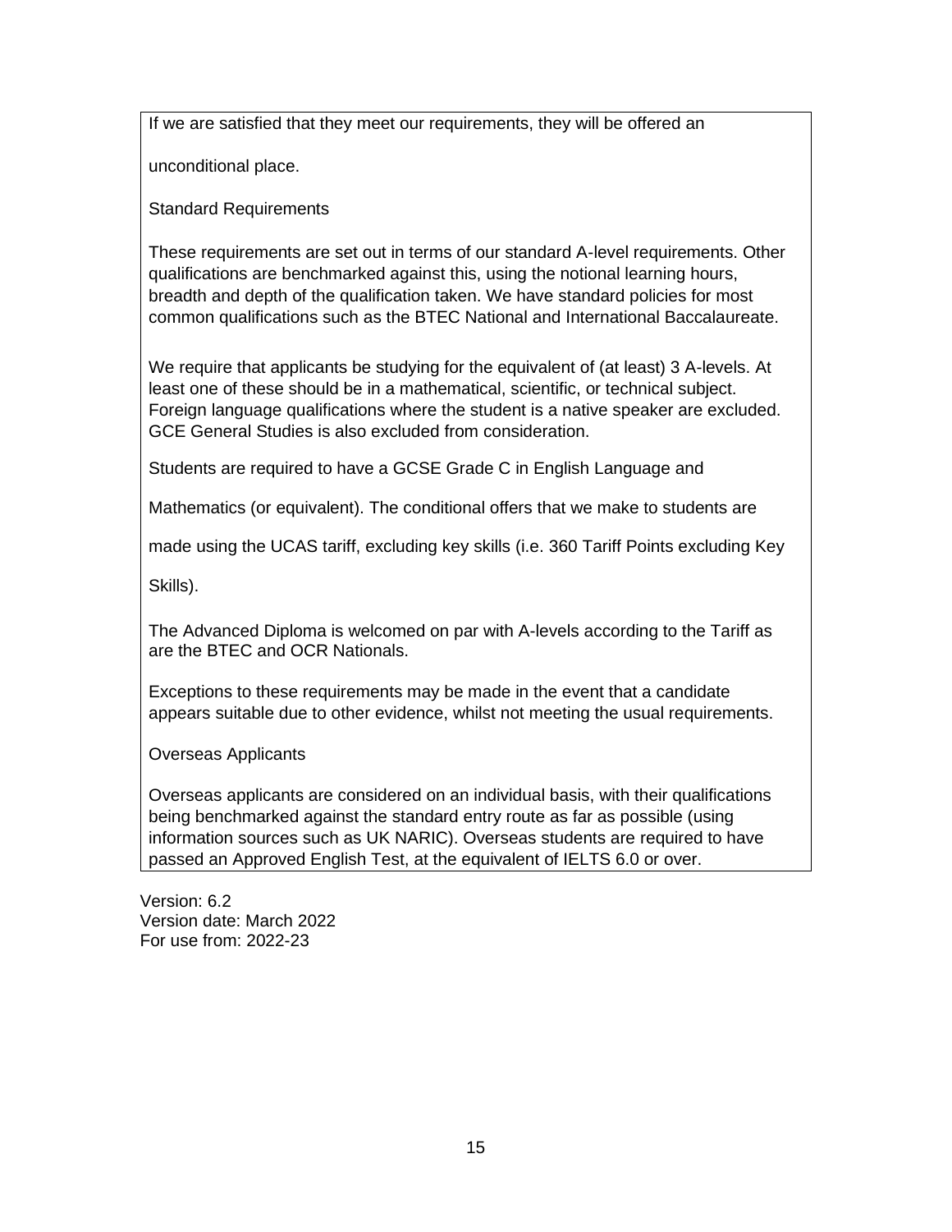If we are satisfied that they meet our requirements, they will be offered an

unconditional place.

Standard Requirements

These requirements are set out in terms of our standard A-level requirements. Other qualifications are benchmarked against this, using the notional learning hours, breadth and depth of the qualification taken. We have standard policies for most common qualifications such as the BTEC National and International Baccalaureate.

We require that applicants be studying for the equivalent of (at least) 3 A-levels. At least one of these should be in a mathematical, scientific, or technical subject. Foreign language qualifications where the student is a native speaker are excluded. GCE General Studies is also excluded from consideration.

Students are required to have a GCSE Grade C in English Language and

Mathematics (or equivalent). The conditional offers that we make to students are

made using the UCAS tariff, excluding key skills (i.e. 360 Tariff Points excluding Key

Skills).

The Advanced Diploma is welcomed on par with A-levels according to the Tariff as are the BTEC and OCR Nationals.

Exceptions to these requirements may be made in the event that a candidate appears suitable due to other evidence, whilst not meeting the usual requirements.

Overseas Applicants

Overseas applicants are considered on an individual basis, with their qualifications being benchmarked against the standard entry route as far as possible (using information sources such as UK NARIC). Overseas students are required to have passed an Approved English Test, at the equivalent of IELTS 6.0 or over.

Version: 6.2
Version date: March 2022
For use from: 2022-23